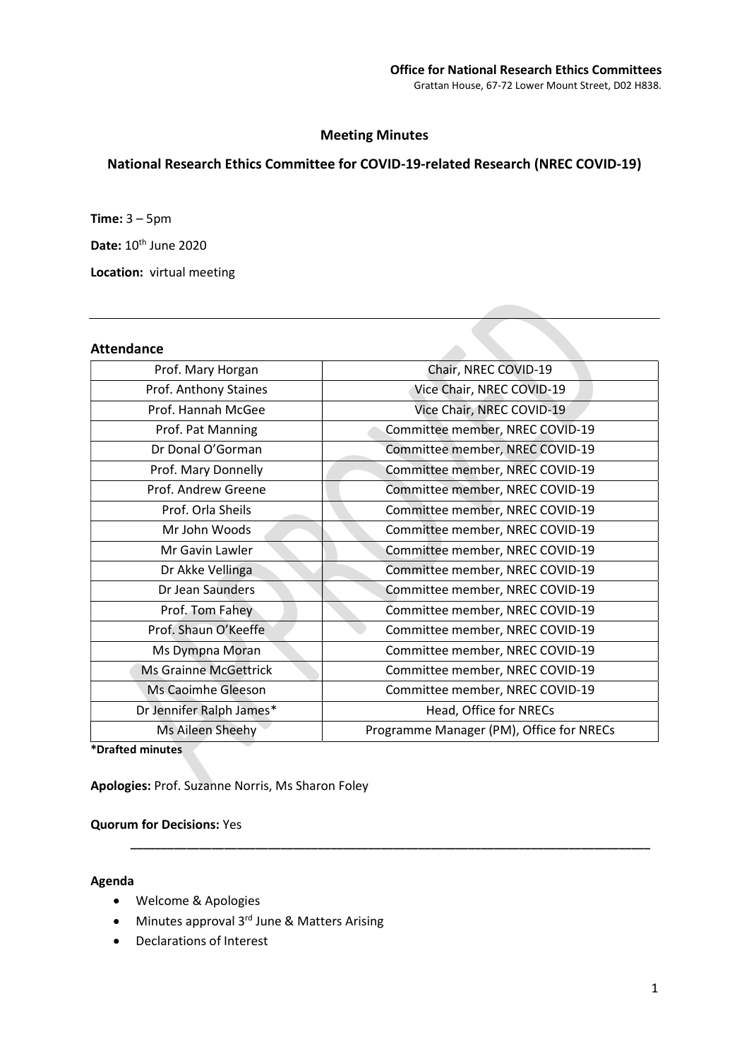**Office for National Research Ethics Committees**
Grattan House, 67-72 Lower Mount Street, D02 H838.

# Meeting Minutes

## National Research Ethics Committee for COVID-19-related Research (NREC COVID-19)

**Time:** 3 – 5pm

**Date:** 10th June 2020

**Location:** virtual meeting

---

### Attendance

| | |
|---|---|
| Prof. Mary Horgan | Chair, NREC COVID-19 |
| Prof. Anthony Staines | Vice Chair, NREC COVID-19 |
| Prof. Hannah McGee | Vice Chair, NREC COVID-19 |
| Prof. Pat Manning | Committee member, NREC COVID-19 |
| Dr Donal O'Gorman | Committee member, NREC COVID-19 |
| Prof. Mary Donnelly | Committee member, NREC COVID-19 |
| Prof. Andrew Greene | Committee member, NREC COVID-19 |
| Prof. Orla Sheils | Committee member, NREC COVID-19 |
| Mr John Woods | Committee member, NREC COVID-19 |
| Mr Gavin Lawler | Committee member, NREC COVID-19 |
| Dr Akke Vellinga | Committee member, NREC COVID-19 |
| Dr Jean Saunders | Committee member, NREC COVID-19 |
| Prof. Tom Fahey | Committee member, NREC COVID-19 |
| Prof. Shaun O'Keeffe | Committee member, NREC COVID-19 |
| Ms Dympna Moran | Committee member, NREC COVID-19 |
| Ms Grainne McGettrick | Committee member, NREC COVID-19 |
| Ms Caoimhe Gleeson | Committee member, NREC COVID-19 |
| Dr Jennifer Ralph James* | Head, Office for NRECs |
| Ms Aileen Sheehy | Programme Manager (PM), Office for NRECs |

**\*Drafted minutes**

**Apologies:** Prof. Suzanne Norris, Ms Sharon Foley

**Quorum for Decisions:** Yes

---

### Agenda

- Welcome & Apologies
- Minutes approval 3rd June & Matters Arising
- Declarations of Interest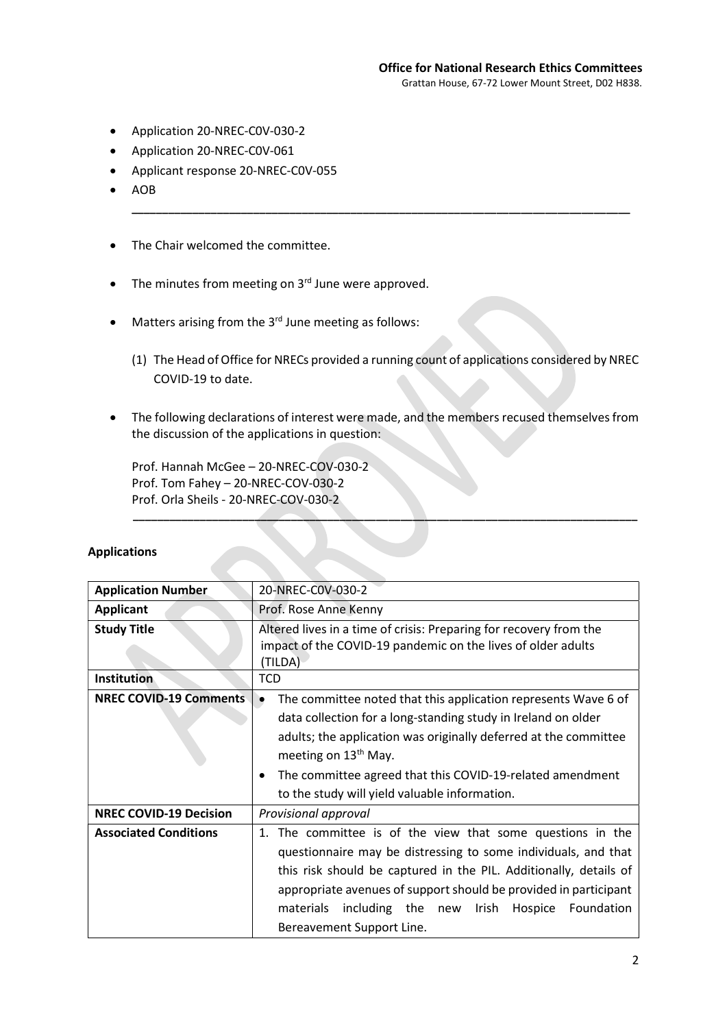- Application 20-NREC-C0V-030-2
- Application 20-NREC-C0V-061
- Applicant response 20-NREC-C0V-055
- AOB

---

- The Chair welcomed the committee.
- The minutes from meeting on 3rd June were approved.
- Matters arising from the 3rd June meeting as follows:

  (1) The Head of Office for NRECs provided a running count of applications considered by NREC COVID-19 to date.

- The following declarations of interest were made, and the members recused themselves from the discussion of the applications in question:

  Prof. Hannah McGee – 20-NREC-COV-030-2
  Prof. Tom Fahey – 20-NREC-COV-030-2
  Prof. Orla Sheils - 20-NREC-COV-030-2

---

**Applications**

| **Application Number** | 20-NREC-C0V-030-2 |
|---|---|
| **Applicant** | Prof. Rose Anne Kenny |
| **Study Title** | Altered lives in a time of crisis: Preparing for recovery from the impact of the COVID-19 pandemic on the lives of older adults (TILDA) |
| **Institution** | TCD |
| **NREC COVID-19 Comments** | • The committee noted that this application represents Wave 6 of data collection for a long-standing study in Ireland on older adults; the application was originally deferred at the committee meeting on 13th May. • The committee agreed that this COVID-19-related amendment to the study will yield valuable information. |
| **NREC COVID-19 Decision** | *Provisional approval* |
| **Associated Conditions** | 1. The committee is of the view that some questions in the questionnaire may be distressing to some individuals, and that this risk should be captured in the PIL. Additionally, details of appropriate avenues of support should be provided in participant materials including the new Irish Hospice Foundation Bereavement Support Line. |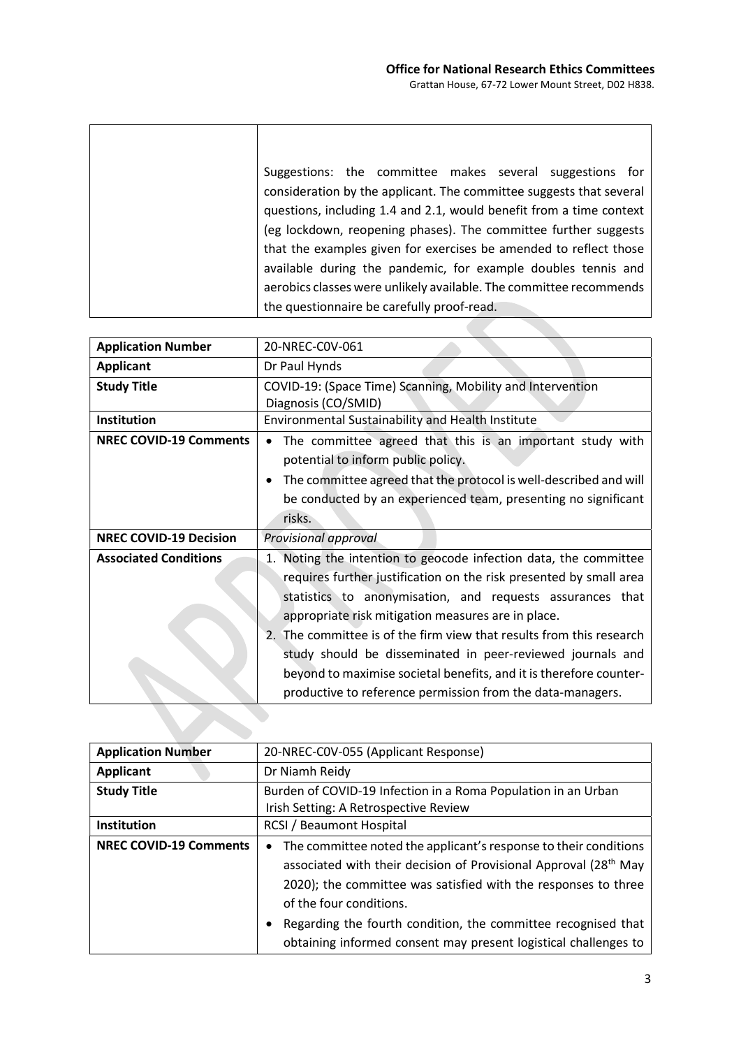| | |
|---|---|
| | Suggestions: the committee makes several suggestions for consideration by the applicant. The committee suggests that several questions, including 1.4 and 2.1, would benefit from a time context (eg lockdown, reopening phases). The committee further suggests that the examples given for exercises be amended to reflect those available during the pandemic, for example doubles tennis and aerobics classes were unlikely available. The committee recommends the questionnaire be carefully proof-read. |

| **Application Number** | 20-NREC-C0V-061 |
|---|---|
| **Applicant** | Dr Paul Hynds |
| **Study Title** | COVID-19: (Space Time) Scanning, Mobility and Intervention Diagnosis (CO/SMID) |
| **Institution** | Environmental Sustainability and Health Institute |
| **NREC COVID-19 Comments** | • The committee agreed that this is an important study with potential to inform public policy.<br>• The committee agreed that the protocol is well-described and will be conducted by an experienced team, presenting no significant risks. |
| **NREC COVID-19 Decision** | *Provisional approval* |
| **Associated Conditions** | 1. Noting the intention to geocode infection data, the committee requires further justification on the risk presented by small area statistics to anonymisation, and requests assurances that appropriate risk mitigation measures are in place.<br>2. The committee is of the firm view that results from this research study should be disseminated in peer-reviewed journals and beyond to maximise societal benefits, and it is therefore counter-productive to reference permission from the data-managers. |

| **Application Number** | 20-NREC-C0V-055 (Applicant Response) |
|---|---|
| **Applicant** | Dr Niamh Reidy |
| **Study Title** | Burden of COVID-19 Infection in a Roma Population in an Urban Irish Setting: A Retrospective Review |
| **Institution** | RCSI / Beaumont Hospital |
| **NREC COVID-19 Comments** | • The committee noted the applicant's response to their conditions associated with their decision of Provisional Approval (28th May 2020); the committee was satisfied with the responses to three of the four conditions.<br>• Regarding the fourth condition, the committee recognised that obtaining informed consent may present logistical challenges to |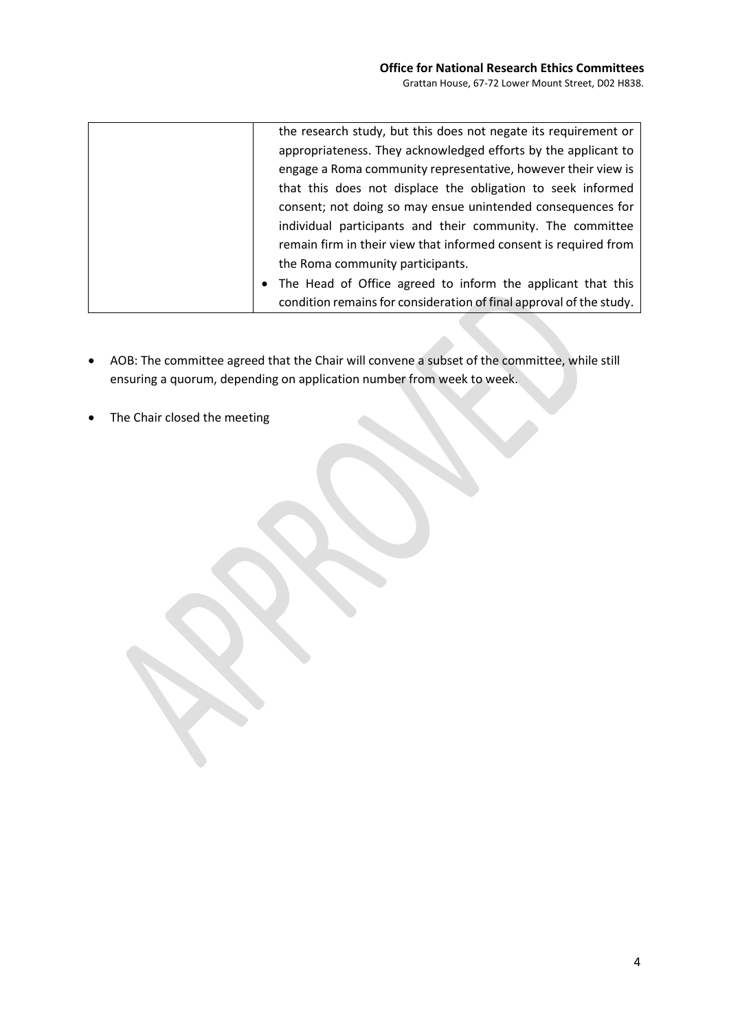| | |
|---|---|
| | the research study, but this does not negate its requirement or appropriateness. They acknowledged efforts by the applicant to engage a Roma community representative, however their view is that this does not displace the obligation to seek informed consent; not doing so may ensue unintended consequences for individual participants and their community. The committee remain firm in their view that informed consent is required from the Roma community participants.<br>• The Head of Office agreed to inform the applicant that this condition remains for consideration of final approval of the study. |

- AOB: The committee agreed that the Chair will convene a subset of the committee, while still ensuring a quorum, depending on application number from week to week.
- The Chair closed the meeting